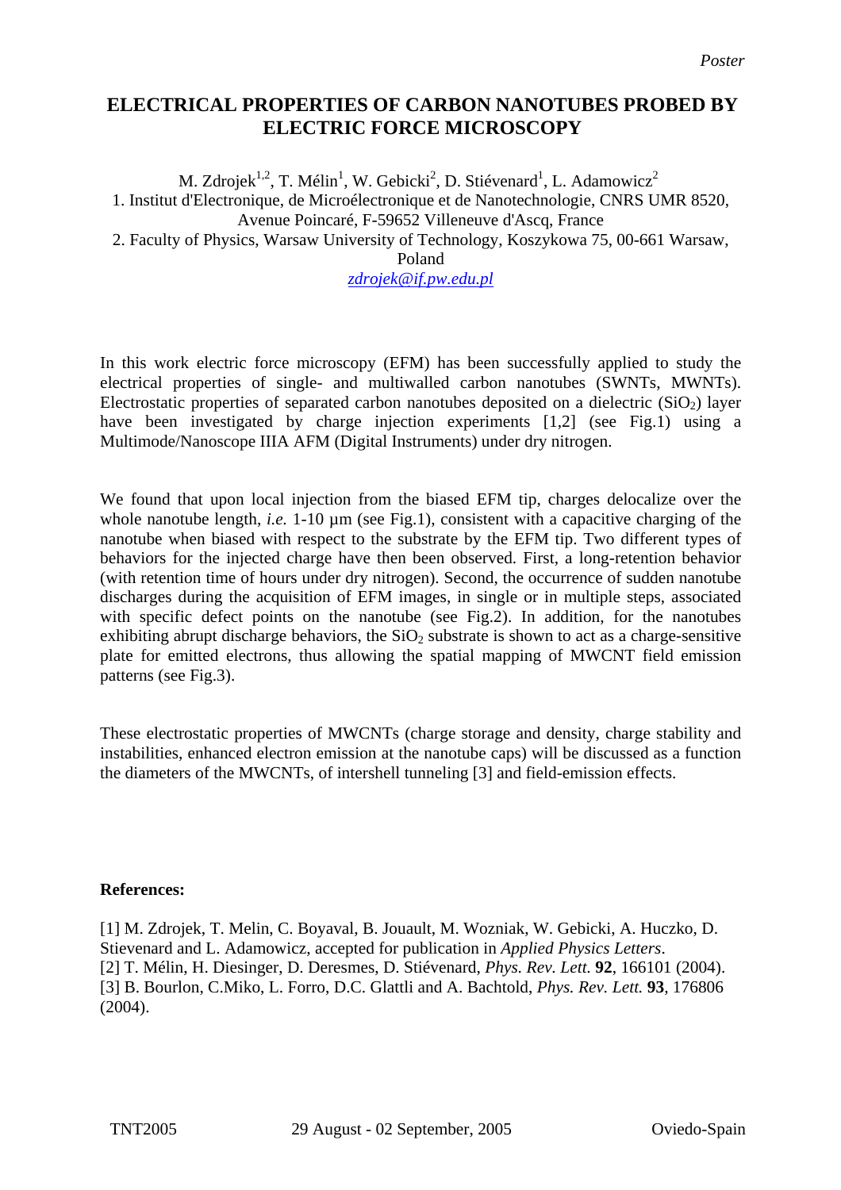Poster

# ELECTRICAL PROPERTIES OF CARBON NANOTUBES PROBED BY ELECTRIC FORCE MICROSCOPY

M. Zdrojek[1,2], T. Mélin[1], W. Gebicki[2], D. Stiévenard[1], L. Adamowicz[2]

1. Institut d'Electronique, de Microélectronique et de Nanotechnologie, CNRS UMR 8520, Avenue Poincaré, F-59652 Villeneuve d'Ascq, France
2. Faculty of Physics, Warsaw University of Technology, Koszykowa 75, 00-661 Warsaw, Poland

zdrojek@if.pw.edu.pl

In this work electric force microscopy (EFM) has been successfully applied to study the electrical properties of single- and multiwalled carbon nanotubes (SWNTs, MWNTs). Electrostatic properties of separated carbon nanotubes deposited on a dielectric ($SiO_2$) layer have been investigated by charge injection experiments [1,2] (see Fig.1) using a Multimode/Nanoscope IIIA AFM (Digital Instruments) under dry nitrogen.

We found that upon local injection from the biased EFM tip, charges delocalize over the whole nanotube length, *i.e.* 1-10 µm (see Fig.1), consistent with a capacitive charging of the nanotube when biased with respect to the substrate by the EFM tip. Two different types of behaviors for the injected charge have then been observed. First, a long-retention behavior (with retention time of hours under dry nitrogen). Second, the occurrence of sudden nanotube discharges during the acquisition of EFM images, in single or in multiple steps, associated with specific defect points on the nanotube (see Fig.2). In addition, for the nanotubes exhibiting abrupt discharge behaviors, the $SiO_2$ substrate is shown to act as a charge-sensitive plate for emitted electrons, thus allowing the spatial mapping of MWCNT field emission patterns (see Fig.3).

These electrostatic properties of MWCNTs (charge storage and density, charge stability and instabilities, enhanced electron emission at the nanotube caps) will be discussed as a function the diameters of the MWCNTs, of intershell tunneling [3] and field-emission effects.

**References:**

[1] M. Zdrojek, T. Melin, C. Boyaval, B. Jouault, M. Wozniak, W. Gebicki, A. Huczko, D. Stievenard and L. Adamowicz, accepted for publication in *Applied Physics Letters*.
[2] T. Mélin, H. Diesinger, D. Deresmes, D. Stiévenard, *Phys. Rev. Lett.* **92**, 166101 (2004).
[3] B. Bourlon, C.Miko, L. Forro, D.C. Glattli and A. Bachtold, *Phys. Rev. Lett.* **93**, 176806 (2004).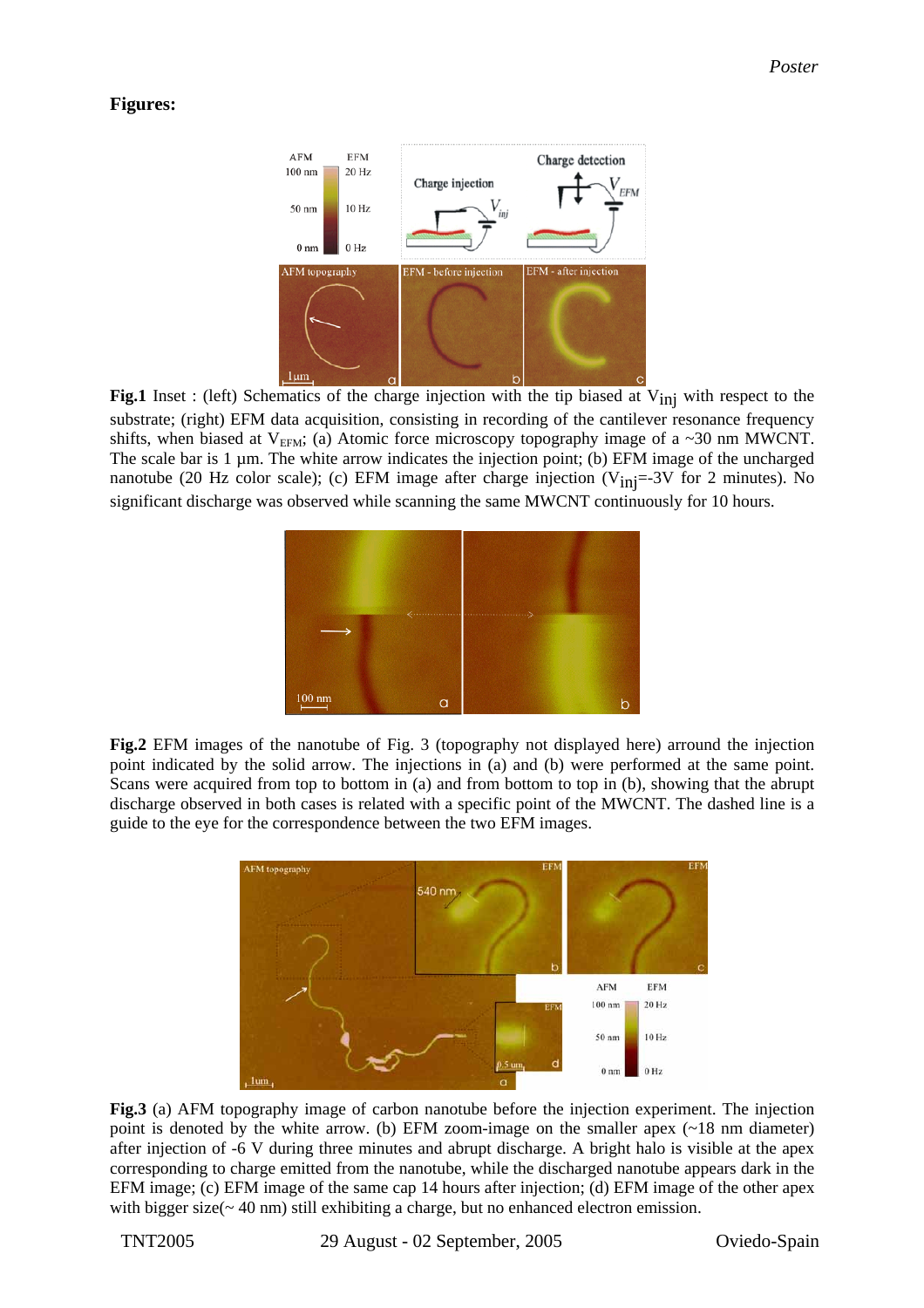**Figures:**

AFM EFM
100 nm 20 Hz
50 nm 10 Hz
0 nm 0 Hz

Charge injection $V_{inj}$

Charge detection $V_{EFM}$

AFM topography

EFM - before injection

EFM - after injection

1µm a b c

**Fig.1** Inset : (left) Schematics of the charge injection with the tip biased at $V_{inj}$ with respect to the substrate; (right) EFM data acquisition, consisting in recording of the cantilever resonance frequency shifts, when biased at $V_{EFM}$; (a) Atomic force microscopy topography image of a ~30 nm MWCNT. The scale bar is 1 µm. The white arrow indicates the injection point; (b) EFM image of the uncharged nanotube (20 Hz color scale); (c) EFM image after charge injection ($V_{inj}$=-3V for 2 minutes). No significant discharge was observed while scanning the same MWCNT continuously for 10 hours.

100 nm a b

**Fig.2** EFM images of the nanotube of Fig. 3 (topography not displayed here) arround the injection point indicated by the solid arrow. The injections in (a) and (b) were performed at the same point. Scans were acquired from top to bottom in (a) and from bottom to top in (b), showing that the abrupt discharge observed in both cases is related with a specific point of the MWCNT. The dashed line is a guide to the eye for the correspondence between the two EFM images.

AFM topography

EFM

540 nm

EFM

1µm a b c

EFM

0.5 µm d

AFM EFM
100 nm 20 Hz
50 nm 10 Hz
0 nm 0 Hz

**Fig.3** (a) AFM topography image of carbon nanotube before the injection experiment. The injection point is denoted by the white arrow. (b) EFM zoom-image on the smaller apex (~18 nm diameter) after injection of -6 V during three minutes and abrupt discharge. A bright halo is visible at the apex corresponding to charge emitted from the nanotube, while the discharged nanotube appears dark in the EFM image; (c) EFM image of the same cap 14 hours after injection; (d) EFM image of the other apex with bigger size(~ 40 nm) still exhibiting a charge, but no enhanced electron emission.